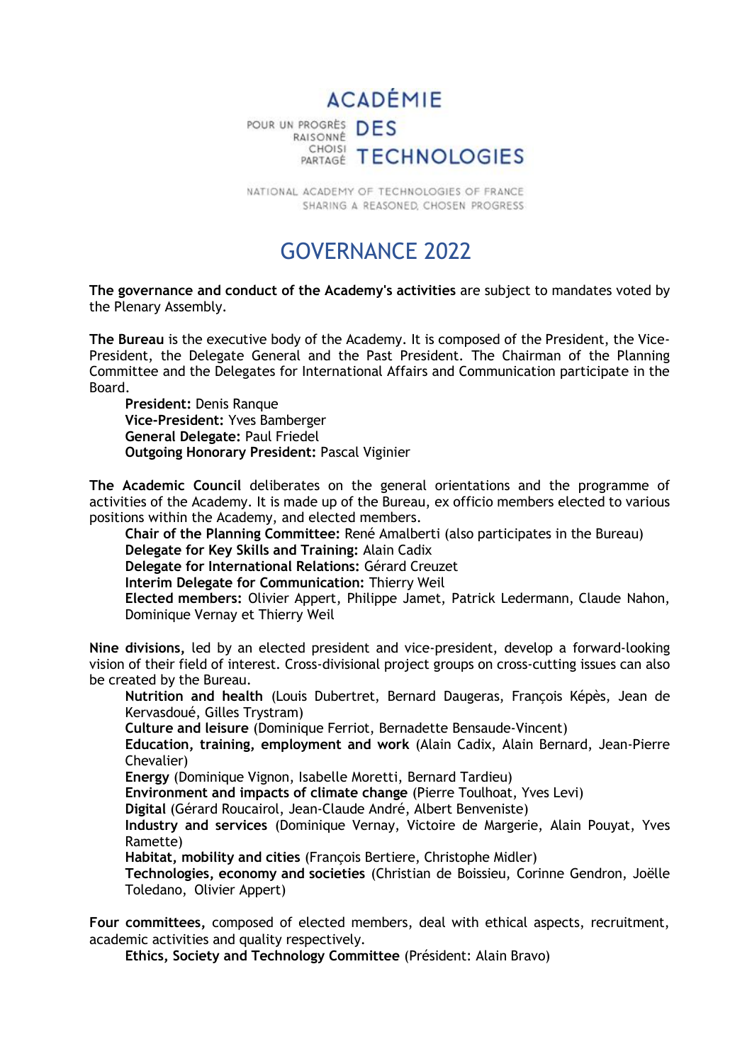ACADÉMIE DES TECHNOLOGIES

POUR UN PROGRÈS RAISONNÉ CHOISI PARTAGÉ

NATIONAL ACADEMY OF TECHNOLOGIES OF FRANCE
SHARING A REASONED, CHOSEN PROGRESS

# GOVERNANCE 2022

**The governance and conduct of the Academy's activities** are subject to mandates voted by the Plenary Assembly.

**The Bureau** is the executive body of the Academy. It is composed of the President, the Vice-President, the Delegate General and the Past President. The Chairman of the Planning Committee and the Delegates for International Affairs and Communication participate in the Board.

**President:** Denis Ranque
**Vice-President:** Yves Bamberger
**General Delegate:** Paul Friedel
**Outgoing Honorary President:** Pascal Viginier

**The Academic Council** deliberates on the general orientations and the programme of activities of the Academy. It is made up of the Bureau, ex officio members elected to various positions within the Academy, and elected members.

**Chair of the Planning Committee:** René Amalberti (also participates in the Bureau)
**Delegate for Key Skills and Training:** Alain Cadix
**Delegate for International Relations:** Gérard Creuzet
**Interim Delegate for Communication:** Thierry Weil
**Elected members:** Olivier Appert, Philippe Jamet, Patrick Ledermann, Claude Nahon, Dominique Vernay et Thierry Weil

**Nine divisions,** led by an elected president and vice-president, develop a forward-looking vision of their field of interest. Cross-divisional project groups on cross-cutting issues can also be created by the Bureau.

**Nutrition and health** (Louis Dubertret, Bernard Daugeras, François Képès, Jean de Kervasdoué, Gilles Trystram)
**Culture and leisure** (Dominique Ferriot, Bernadette Bensaude-Vincent)
**Education, training, employment and work** (Alain Cadix, Alain Bernard, Jean-Pierre Chevalier)
**Energy** (Dominique Vignon, Isabelle Moretti, Bernard Tardieu)
**Environment and impacts of climate change** (Pierre Toulhoat, Yves Levi)
**Digital** (Gérard Roucairol, Jean-Claude André, Albert Benveniste)
**Industry and services** (Dominique Vernay, Victoire de Margerie, Alain Pouyat, Yves Ramette)
**Habitat, mobility and cities** (François Bertiere, Christophe Midler)
**Technologies, economy and societies** (Christian de Boissieu, Corinne Gendron, Joëlle Toledano, Olivier Appert)

**Four committees,** composed of elected members, deal with ethical aspects, recruitment, academic activities and quality respectively.

**Ethics, Society and Technology Committee** (Président: Alain Bravo)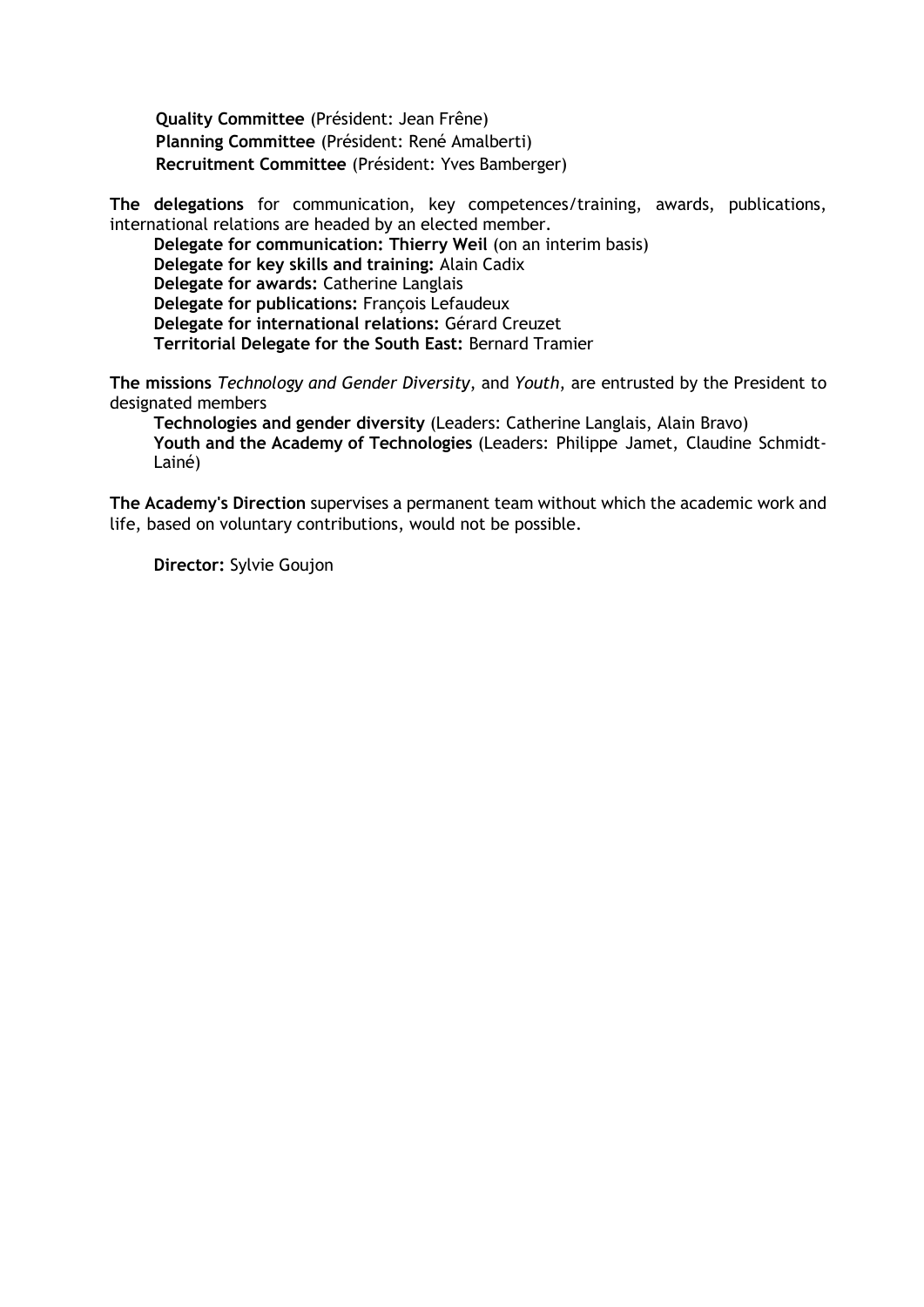**Quality Committee** (Président: Jean Frêne)
**Planning Committee** (Président: René Amalberti)
**Recruitment Committee** (Président: Yves Bamberger)

**The delegations** for communication, key competences/training, awards, publications, international relations are headed by an elected member.

**Delegate for communication: Thierry Weil** (on an interim basis)
**Delegate for key skills and training:** Alain Cadix
**Delegate for awards:** Catherine Langlais
**Delegate for publications:** François Lefaudeux
**Delegate for international relations:** Gérard Creuzet
**Territorial Delegate for the South East:** Bernard Tramier

**The missions** *Technology and Gender Diversity*, and *Youth*, are entrusted by the President to designated members

**Technologies and gender diversity** (Leaders: Catherine Langlais, Alain Bravo)
**Youth and the Academy of Technologies** (Leaders: Philippe Jamet, Claudine Schmidt-Lainé)

**The Academy's Direction** supervises a permanent team without which the academic work and life, based on voluntary contributions, would not be possible.

**Director:** Sylvie Goujon